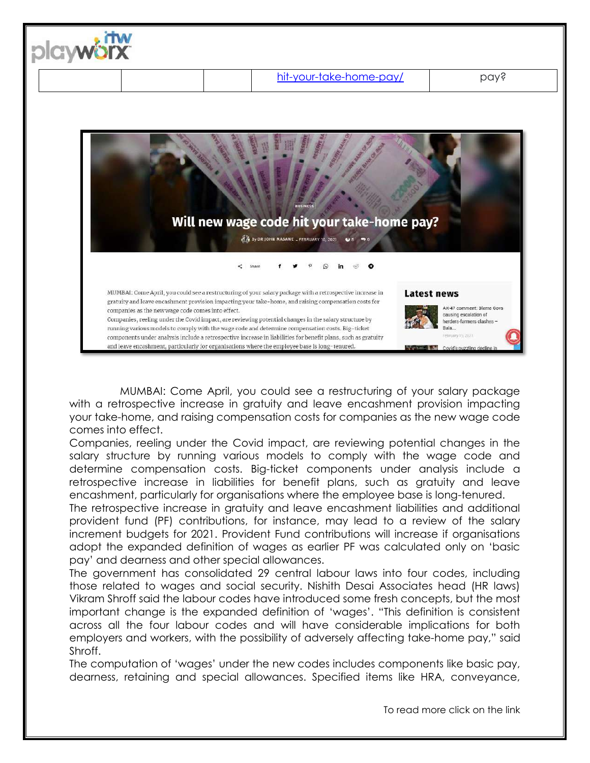| | | | hit-your-take-home-pay/ | pay? |
|---|---|---|---|---|

MUMBAI: Come April, you could see a restructuring of your salary package with a retrospective increase in gratuity and leave encashment provision impacting your take-home, and raising compensation costs for companies as the new wage code comes into effect.

Companies, reeling under the Covid impact, are reviewing potential changes in the salary structure by running various models to comply with the wage code and determine compensation costs. Big-ticket components under analysis include a retrospective increase in liabilities for benefit plans, such as gratuity and leave encashment, particularly for organisations where the employee base is long-tenured.

The retrospective increase in gratuity and leave encashment liabilities and additional provident fund (PF) contributions, for instance, may lead to a review of the salary increment budgets for 2021. Provident Fund contributions will increase if organisations adopt the expanded definition of wages as earlier PF was calculated only on 'basic pay' and dearness and other special allowances.

The government has consolidated 29 central labour laws into four codes, including those related to wages and social security. Nishith Desai Associates head (HR laws) Vikram Shroff said the labour codes have introduced some fresh concepts, but the most important change is the expanded definition of 'wages'. "This definition is consistent across all the four labour codes and will have considerable implications for both employers and workers, with the possibility of adversely affecting take-home pay," said Shroff.

The computation of 'wages' under the new codes includes components like basic pay, dearness, retaining and special allowances. Specified items like HRA, conveyance,

To read more click on the link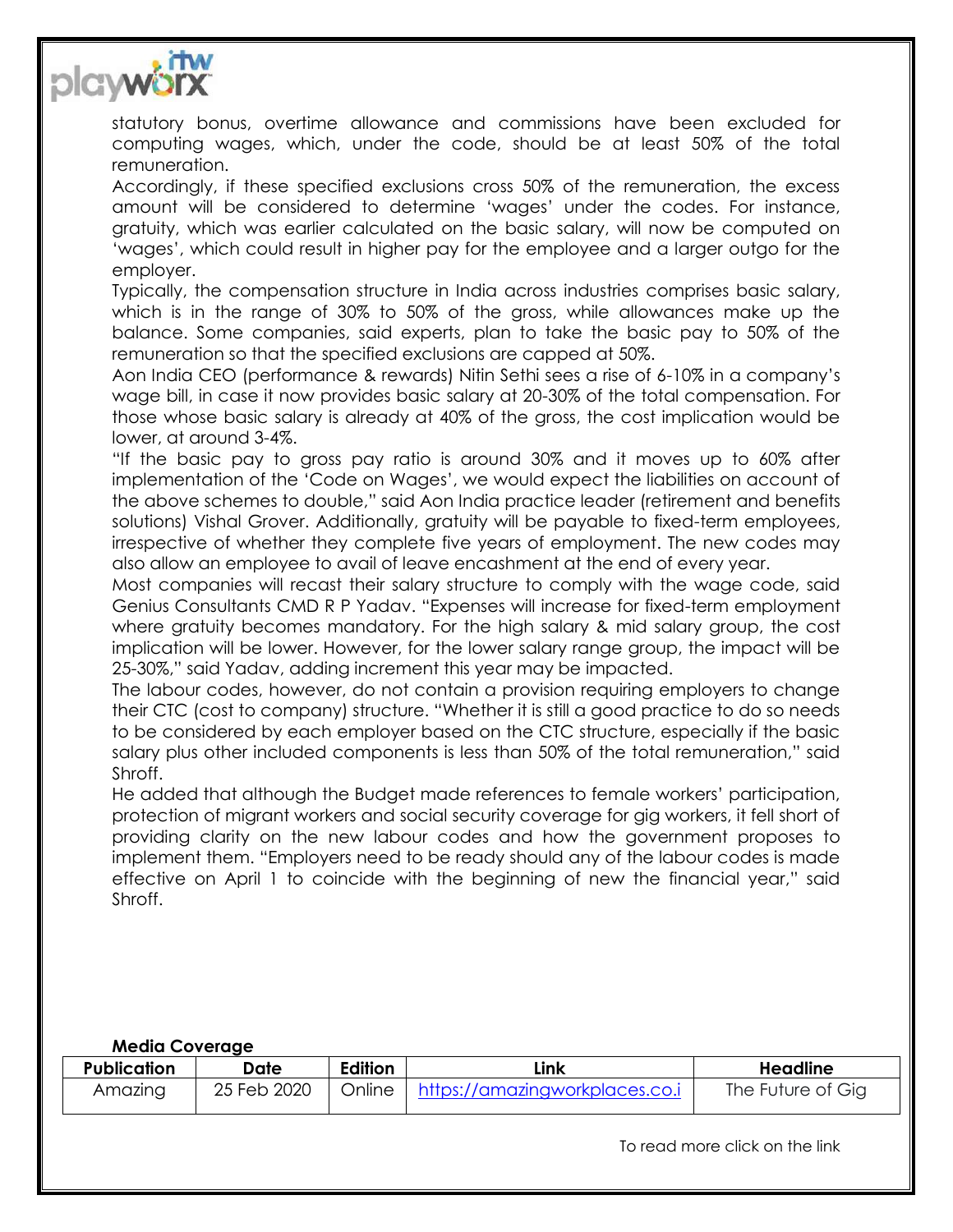statutory bonus, overtime allowance and commissions have been excluded for computing wages, which, under the code, should be at least 50% of the total remuneration.

Accordingly, if these specified exclusions cross 50% of the remuneration, the excess amount will be considered to determine 'wages' under the codes. For instance, gratuity, which was earlier calculated on the basic salary, will now be computed on 'wages', which could result in higher pay for the employee and a larger outgo for the employer.

Typically, the compensation structure in India across industries comprises basic salary, which is in the range of 30% to 50% of the gross, while allowances make up the balance. Some companies, said experts, plan to take the basic pay to 50% of the remuneration so that the specified exclusions are capped at 50%.

Aon India CEO (performance & rewards) Nitin Sethi sees a rise of 6-10% in a company's wage bill, in case it now provides basic salary at 20-30% of the total compensation. For those whose basic salary is already at 40% of the gross, the cost implication would be lower, at around 3-4%.

"If the basic pay to gross pay ratio is around 30% and it moves up to 60% after implementation of the 'Code on Wages', we would expect the liabilities on account of the above schemes to double," said Aon India practice leader (retirement and benefits solutions) Vishal Grover. Additionally, gratuity will be payable to fixed-term employees, irrespective of whether they complete five years of employment. The new codes may also allow an employee to avail of leave encashment at the end of every year.

Most companies will recast their salary structure to comply with the wage code, said Genius Consultants CMD R P Yadav. "Expenses will increase for fixed-term employment where gratuity becomes mandatory. For the high salary & mid salary group, the cost implication will be lower. However, for the lower salary range group, the impact will be 25-30%," said Yadav, adding increment this year may be impacted.

The labour codes, however, do not contain a provision requiring employers to change their CTC (cost to company) structure. "Whether it is still a good practice to do so needs to be considered by each employer based on the CTC structure, especially if the basic salary plus other included components is less than 50% of the total remuneration," said Shroff.

He added that although the Budget made references to female workers' participation, protection of migrant workers and social security coverage for gig workers, it fell short of providing clarity on the new labour codes and how the government proposes to implement them. "Employers need to be ready should any of the labour codes is made effective on April 1 to coincide with the beginning of new the financial year," said Shroff.

**Media Coverage**

| Publication | Date | Edition | Link | Headline |
|---|---|---|---|---|
| Amazing | 25 Feb 2020 | Online | https://amazingworkplaces.co.i | The Future of Gig |

To read more click on the link